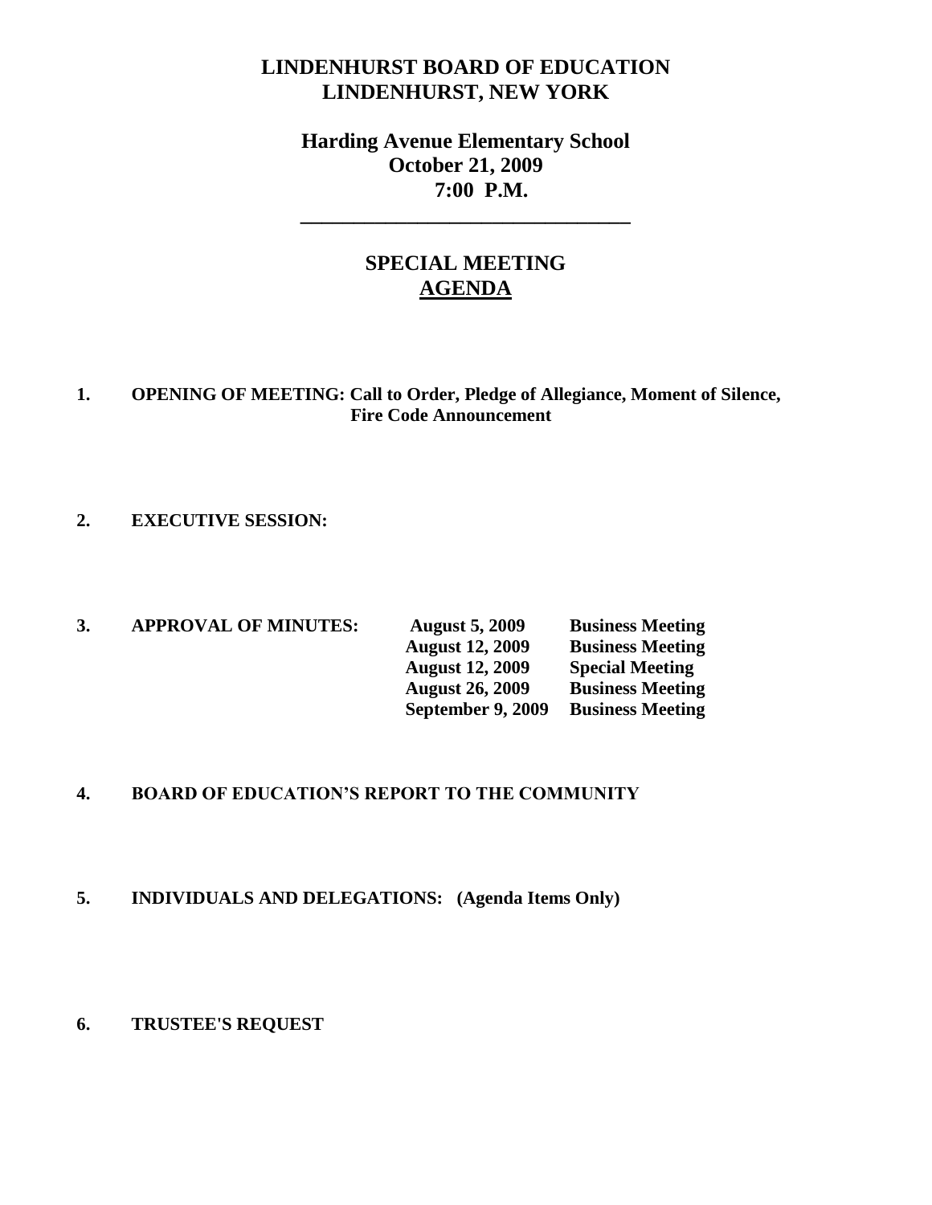# LINDENHURST BOARD OF EDUCATION
# LINDENHURST, NEW YORK

## Harding Avenue Elementary School
## October 21, 2009
## 7:00 P.M.

---

## SPECIAL MEETING
## AGENDA

**1. OPENING OF MEETING: Call to Order, Pledge of Allegiance, Moment of Silence, Fire Code Announcement**

**2. EXECUTIVE SESSION:**

**3. APPROVAL OF MINUTES:**

| | |
|---|---|
| **August 5, 2009** | **Business Meeting** |
| **August 12, 2009** | **Business Meeting** |
| **August 12, 2009** | **Special Meeting** |
| **August 26, 2009** | **Business Meeting** |
| **September 9, 2009** | **Business Meeting** |

**4. BOARD OF EDUCATION'S REPORT TO THE COMMUNITY**

**5. INDIVIDUALS AND DELEGATIONS: (Agenda Items Only)**

**6. TRUSTEE'S REQUEST**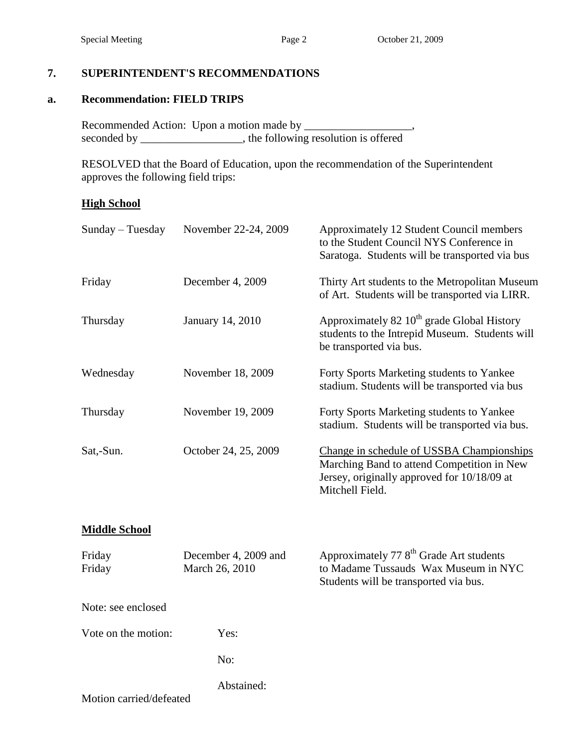## 7. SUPERINTENDENT'S RECOMMENDATIONS

### a. Recommendation: FIELD TRIPS

Recommended Action: Upon a motion made by ___________________, seconded by __________________, the following resolution is offered

RESOLVED that the Board of Education, upon the recommendation of the Superintendent approves the following field trips:

**High School**

| | | |
|---|---|---|
| Sunday – Tuesday | November 22-24, 2009 | Approximately 12 Student Council members to the Student Council NYS Conference in Saratoga. Students will be transported via bus |
| Friday | December 4, 2009 | Thirty Art students to the Metropolitan Museum of Art. Students will be transported via LIRR. |
| Thursday | January 14, 2010 | Approximately 82 10th grade Global History students to the Intrepid Museum. Students will be transported via bus. |
| Wednesday | November 18, 2009 | Forty Sports Marketing students to Yankee stadium. Students will be transported via bus |
| Thursday | November 19, 2009 | Forty Sports Marketing students to Yankee stadium. Students will be transported via bus. |
| Sat,-Sun. | October 24, 25, 2009 | Change in schedule of USSBA Championships Marching Band to attend Competition in New Jersey, originally approved for 10/18/09 at Mitchell Field. |

**Middle School**

| | | |
|---|---|---|
| Friday<br>Friday | December 4, 2009 and<br>March 26, 2010 | Approximately 77 8th Grade Art students to Madame Tussauds Wax Museum in NYC Students will be transported via bus. |

Note: see enclosed

Vote on the motion: Yes:

No:

Abstained:

Motion carried/defeated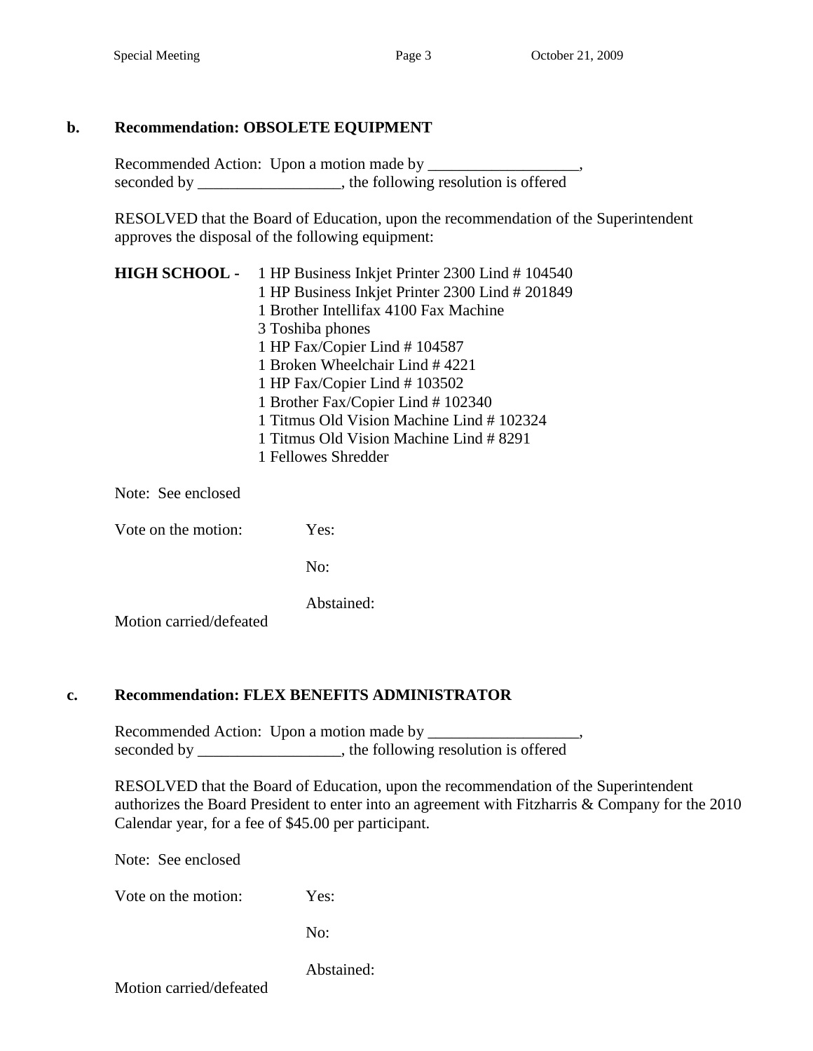**b. Recommendation: OBSOLETE EQUIPMENT**

Recommended Action: Upon a motion made by ___________________, seconded by __________________, the following resolution is offered

RESOLVED that the Board of Education, upon the recommendation of the Superintendent approves the disposal of the following equipment:

**HIGH SCHOOL -**
- 1 HP Business Inkjet Printer 2300 Lind # 104540
- 1 HP Business Inkjet Printer 2300 Lind # 201849
- 1 Brother Intellifax 4100 Fax Machine
- 3 Toshiba phones
- 1 HP Fax/Copier Lind # 104587
- 1 Broken Wheelchair Lind # 4221
- 1 HP Fax/Copier Lind # 103502
- 1 Brother Fax/Copier Lind # 102340
- 1 Titmus Old Vision Machine Lind # 102324
- 1 Titmus Old Vision Machine Lind # 8291
- 1 Fellowes Shredder

Note: See enclosed

Vote on the motion: Yes:

No:

Abstained:

Motion carried/defeated

**c. Recommendation: FLEX BENEFITS ADMINISTRATOR**

Recommended Action: Upon a motion made by ___________________, seconded by __________________, the following resolution is offered

RESOLVED that the Board of Education, upon the recommendation of the Superintendent authorizes the Board President to enter into an agreement with Fitzharris & Company for the 2010 Calendar year, for a fee of $45.00 per participant.

Note: See enclosed

Vote on the motion: Yes:

No:

Abstained:

Motion carried/defeated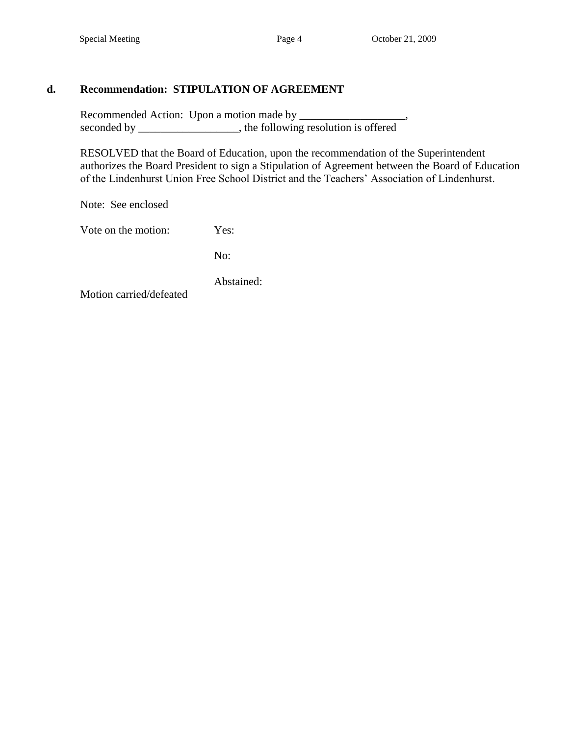## d. Recommendation: STIPULATION OF AGREEMENT

Recommended Action: Upon a motion made by ___________________, seconded by __________________, the following resolution is offered

RESOLVED that the Board of Education, upon the recommendation of the Superintendent authorizes the Board President to sign a Stipulation of Agreement between the Board of Education of the Lindenhurst Union Free School District and the Teachers' Association of Lindenhurst.

Note: See enclosed

Vote on the motion: Yes:

No:

Abstained:

Motion carried/defeated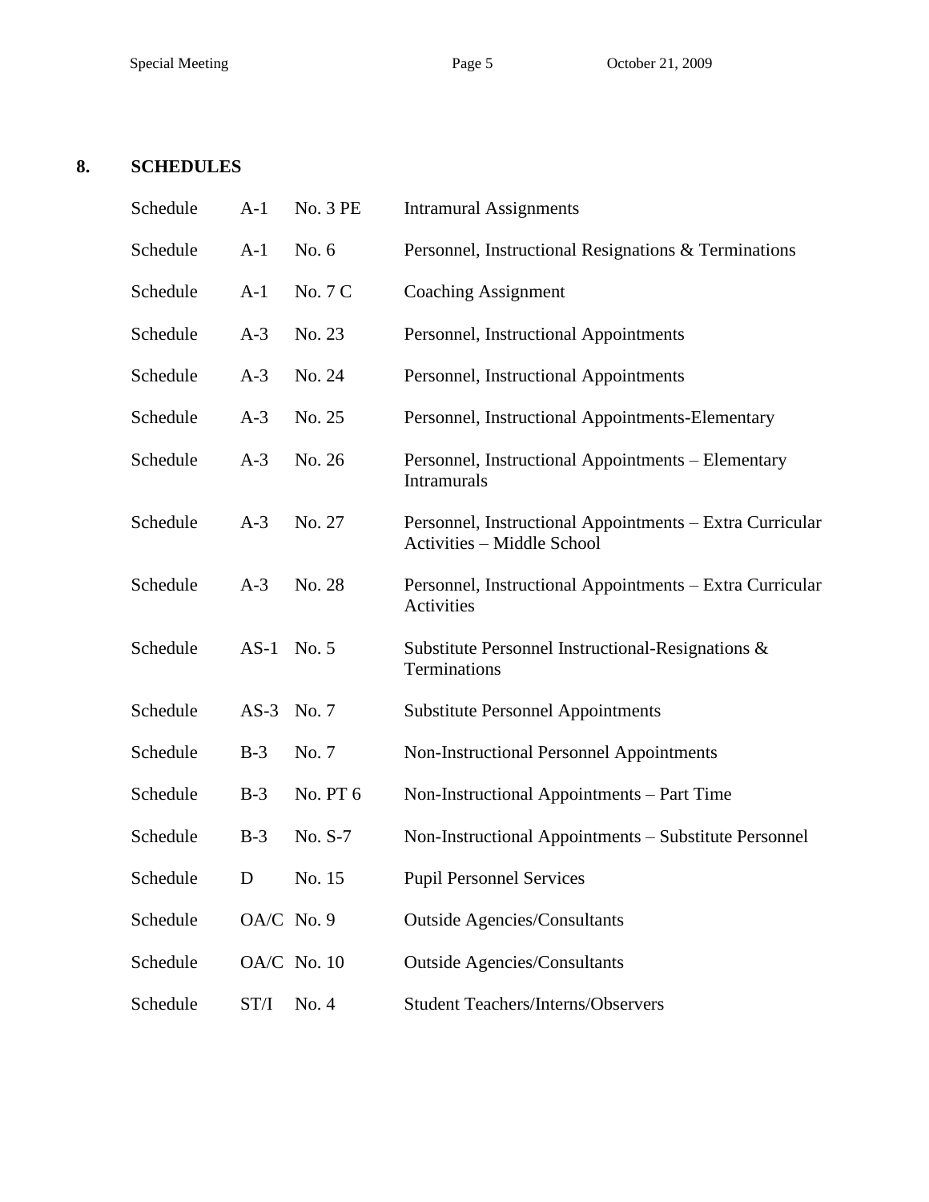## 8. SCHEDULES

| | | | |
|---|---|---|---|
| Schedule | A-1 | No. 3 PE | Intramural Assignments |
| Schedule | A-1 | No. 6 | Personnel, Instructional Resignations & Terminations |
| Schedule | A-1 | No. 7 C | Coaching Assignment |
| Schedule | A-3 | No. 23 | Personnel, Instructional Appointments |
| Schedule | A-3 | No. 24 | Personnel, Instructional Appointments |
| Schedule | A-3 | No. 25 | Personnel, Instructional Appointments-Elementary |
| Schedule | A-3 | No. 26 | Personnel, Instructional Appointments – Elementary Intramurals |
| Schedule | A-3 | No. 27 | Personnel, Instructional Appointments – Extra Curricular Activities – Middle School |
| Schedule | A-3 | No. 28 | Personnel, Instructional Appointments – Extra Curricular Activities |
| Schedule | AS-1 | No. 5 | Substitute Personnel Instructional-Resignations & Terminations |
| Schedule | AS-3 | No. 7 | Substitute Personnel Appointments |
| Schedule | B-3 | No. 7 | Non-Instructional Personnel Appointments |
| Schedule | B-3 | No. PT 6 | Non-Instructional Appointments – Part Time |
| Schedule | B-3 | No. S-7 | Non-Instructional Appointments – Substitute Personnel |
| Schedule | D | No. 15 | Pupil Personnel Services |
| Schedule | OA/C | No. 9 | Outside Agencies/Consultants |
| Schedule | OA/C | No. 10 | Outside Agencies/Consultants |
| Schedule | ST/I | No. 4 | Student Teachers/Interns/Observers |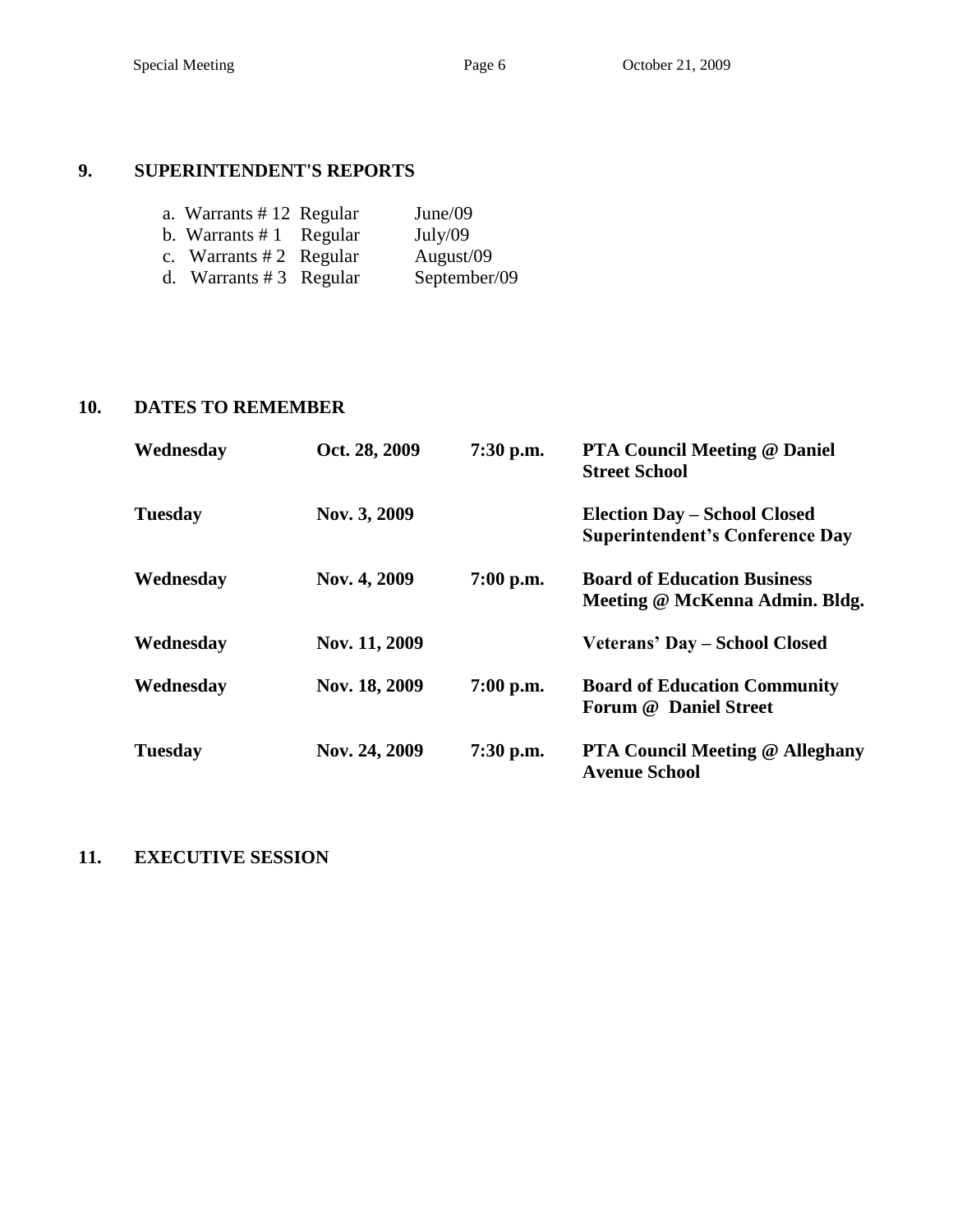## 9. SUPERINTENDENT'S REPORTS

| | | |
|---|---|---|
| a. Warrants # 12 | Regular | June/09 |
| b. Warrants # 1 | Regular | July/09 |
| c. Warrants # 2 | Regular | August/09 |
| d. Warrants # 3 | Regular | September/09 |

## 10. DATES TO REMEMBER

| | | | |
|---|---|---|---|
| **Wednesday** | **Oct. 28, 2009** | **7:30 p.m.** | **PTA Council Meeting @ Daniel Street School** |
| **Tuesday** | **Nov. 3, 2009** | | **Election Day – School Closed Superintendent's Conference Day** |
| **Wednesday** | **Nov. 4, 2009** | **7:00 p.m.** | **Board of Education Business Meeting @ McKenna Admin. Bldg.** |
| **Wednesday** | **Nov. 11, 2009** | | **Veterans' Day – School Closed** |
| **Wednesday** | **Nov. 18, 2009** | **7:00 p.m.** | **Board of Education Community Forum @ Daniel Street** |
| **Tuesday** | **Nov. 24, 2009** | **7:30 p.m.** | **PTA Council Meeting @ Alleghany Avenue School** |

## 11. EXECUTIVE SESSION